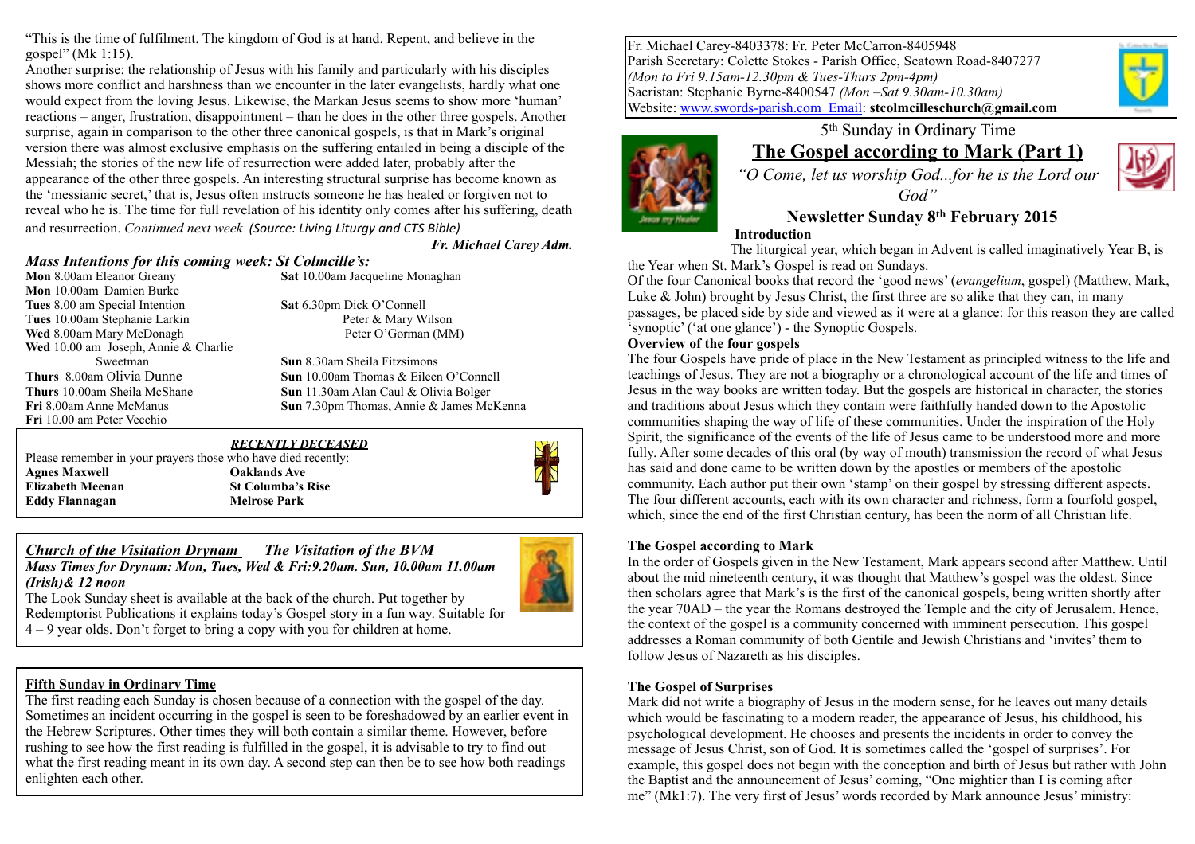Fr. Michael Carey-8403378: Fr. Peter McCarron-8405948
Parish Secretary: Colette Stokes - Parish Office, Seatown Road-8407277
*(Mon to Fri 9.15am-12.30pm & Tues-Thurs 2pm-4pm)*
Sacristan: Stephanie Byrne-8400547 *(Mon –Sat 9.30am-10.30am)*
Website: www.swords-parish.com Email: **stcolmcilleschurch@gmail.com**

5th Sunday in Ordinary Time

# The Gospel according to Mark (Part 1)

*"O Come, let us worship God...for he is the Lord our God"*

## Newsletter Sunday 8th February 2015

### Introduction

The liturgical year, which began in Advent is called imaginatively Year B, is the Year when St. Mark's Gospel is read on Sundays.

Of the four Canonical books that record the 'good news' (*evangelium*, gospel) (Matthew, Mark, Luke & John) brought by Jesus Christ, the first three are so alike that they can, in many passages, be placed side by side and viewed as it were at a glance: for this reason they are called 'synoptic' ('at one glance') - the Synoptic Gospels.

### Overview of the four gospels

The four Gospels have pride of place in the New Testament as principled witness to the life and teachings of Jesus. They are not a biography or a chronological account of the life and times of Jesus in the way books are written today. But the gospels are historical in character, the stories and traditions about Jesus which they contain were faithfully handed down to the Apostolic communities shaping the way of life of these communities. Under the inspiration of the Holy Spirit, the significance of the events of the life of Jesus came to be understood more and more fully. After some decades of this oral (by way of mouth) transmission the record of what Jesus has said and done came to be written down by the apostles or members of the apostolic community. Each author put their own 'stamp' on their gospel by stressing different aspects. The four different accounts, each with its own character and richness, form a fourfold gospel, which, since the end of the first Christian century, has been the norm of all Christian life.

### The Gospel according to Mark

In the order of Gospels given in the New Testament, Mark appears second after Matthew. Until about the mid nineteenth century, it was thought that Matthew's gospel was the oldest. Since then scholars agree that Mark's is the first of the canonical gospels, being written shortly after the year 70AD – the year the Romans destroyed the Temple and the city of Jerusalem. Hence, the context of the gospel is a community concerned with imminent persecution. This gospel addresses a Roman community of both Gentile and Jewish Christians and 'invites' them to follow Jesus of Nazareth as his disciples.

### The Gospel of Surprises

Mark did not write a biography of Jesus in the modern sense, for he leaves out many details which would be fascinating to a modern reader, the appearance of Jesus, his childhood, his psychological development. He chooses and presents the incidents in order to convey the message of Jesus Christ, son of God. It is sometimes called the 'gospel of surprises'. For example, this gospel does not begin with the conception and birth of Jesus but rather with John the Baptist and the announcement of Jesus' coming, "One mightier than I is coming after me" (Mk1:7). The very first of Jesus' words recorded by Mark announce Jesus' ministry:

"This is the time of fulfilment. The kingdom of God is at hand. Repent, and believe in the gospel" (Mk 1:15).

Another surprise: the relationship of Jesus with his family and particularly with his disciples shows more conflict and harshness than we encounter in the later evangelists, hardly what one would expect from the loving Jesus. Likewise, the Markan Jesus seems to show more 'human' reactions – anger, frustration, disappointment – than he does in the other three gospels. Another surprise, again in comparison to the other three canonical gospels, is that in Mark's original version there was almost exclusive emphasis on the suffering entailed in being a disciple of the Messiah; the stories of the new life of resurrection were added later, probably after the appearance of the other three gospels. An interesting structural surprise has become known as the 'messianic secret,' that is, Jesus often instructs someone he has healed or forgiven not to reveal who he is. The time for full revelation of his identity only comes after his suffering, death and resurrection. *Continued next week (Source: Living Liturgy and CTS Bible)*

***Fr. Michael Carey Adm.***

### *Mass Intentions for this coming week: St Colmcille's:*

**Mon** 8.00am Eleanor Greany
**Mon** 10.00am Damien Burke
**Tues** 8.00 am Special Intention
**Tues** 10.00am Stephanie Larkin
**Wed** 8.00am Mary McDonagh
**Wed** 10.00 am Joseph, Annie & Charlie Sweetman
**Thurs** 8.00am Olivia Dunne
**Thurs** 10.00am Sheila McShane
**Fri** 8.00am Anne McManus
**Fri** 10.00 am Peter Vecchio
**Sat** 10.00am Jacqueline Monaghan
**Sat** 6.30pm Dick O'Connell, Peter & Mary Wilson, Peter O'Gorman (MM)
**Sun** 8.30am Sheila Fitzsimons
**Sun** 10.00am Thomas & Eileen O'Connell
**Sun** 11.30am Alan Caul & Olivia Bolger
**Sun** 7.30pm Thomas, Annie & James McKenna

### ***RECENTLY DECEASED***

Please remember in your prayers those who have died recently:

| | |
|---|---|
| **Agnes Maxwell** | **Oaklands Ave** |
| **Elizabeth Meenan** | **St Columba's Rise** |
| **Eddy Flannagan** | **Melrose Park** |

### *Church of the Visitation Drynam — The Visitation of the BVM*

***Mass Times for Drynam: Mon, Tues, Wed & Fri:9.20am. Sun, 10.00am 11.00am (Irish)& 12 noon***

The Look Sunday sheet is available at the back of the church. Put together by Redemptorist Publications it explains today's Gospel story in a fun way. Suitable for 4 – 9 year olds. Don't forget to bring a copy with you for children at home.

### Fifth Sunday in Ordinary Time

The first reading each Sunday is chosen because of a connection with the gospel of the day. Sometimes an incident occurring in the gospel is seen to be foreshadowed by an earlier event in the Hebrew Scriptures. Other times they will both contain a similar theme. However, before rushing to see how the first reading is fulfilled in the gospel, it is advisable to try to find out what the first reading meant in its own day. A second step can then be to see how both readings enlighten each other.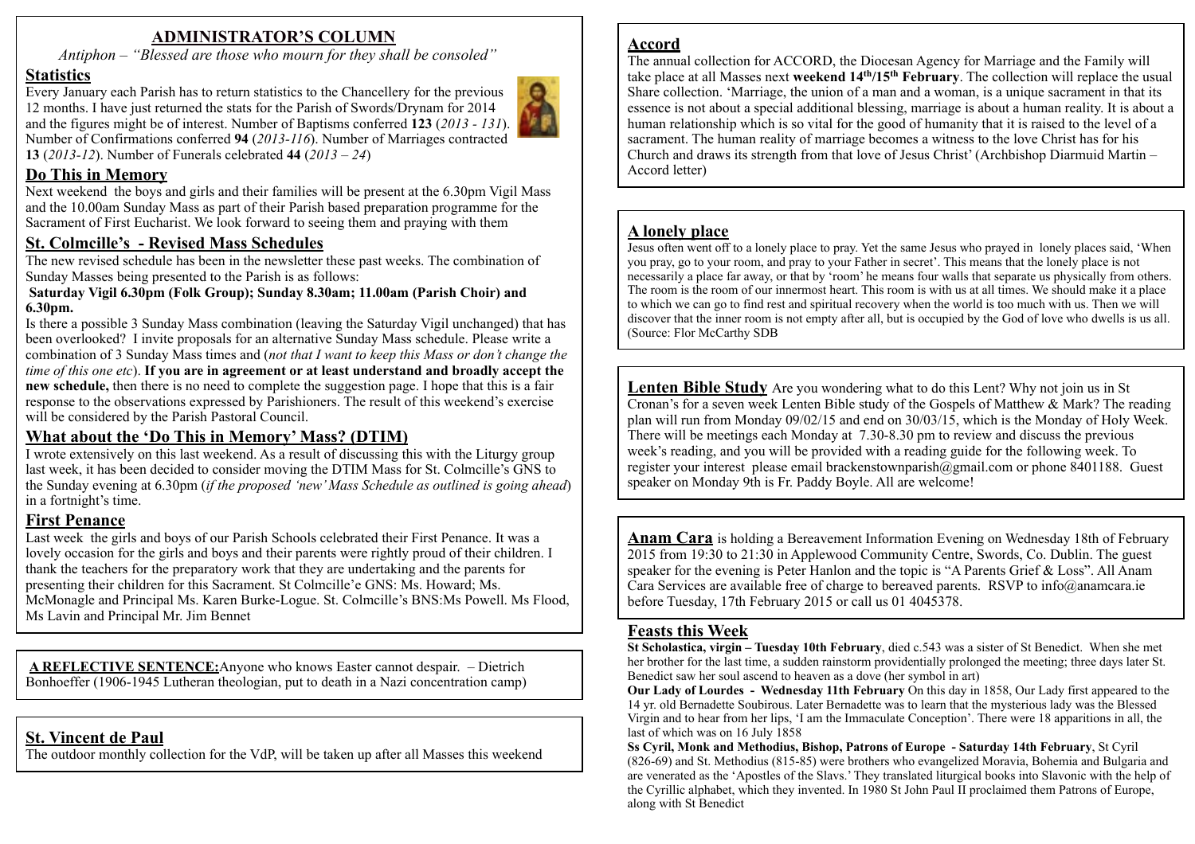## ADMINISTRATOR'S COLUMN

*Antiphon – "Blessed are those who mourn for they shall be consoled"*

### Statistics

Every January each Parish has to return statistics to the Chancellery for the previous 12 months. I have just returned the stats for the Parish of Swords/Drynam for 2014 and the figures might be of interest. Number of Baptisms conferred **123** (*2013 - 131*). Number of Confirmations conferred **94** (*2013-116*). Number of Marriages contracted **13** (*2013-12*). Number of Funerals celebrated **44** (*2013 – 24*)

### Do This in Memory

Next weekend the boys and girls and their families will be present at the 6.30pm Vigil Mass and the 10.00am Sunday Mass as part of their Parish based preparation programme for the Sacrament of First Eucharist. We look forward to seeing them and praying with them

### St. Colmcille's - Revised Mass Schedules

The new revised schedule has been in the newsletter these past weeks. The combination of Sunday Masses being presented to the Parish is as follows:

**Saturday Vigil 6.30pm (Folk Group); Sunday 8.30am; 11.00am (Parish Choir) and 6.30pm.**

Is there a possible 3 Sunday Mass combination (leaving the Saturday Vigil unchanged) that has been overlooked? I invite proposals for an alternative Sunday Mass schedule. Please write a combination of 3 Sunday Mass times and (*not that I want to keep this Mass or don't change the time of this one etc*). **If you are in agreement or at least understand and broadly accept the new schedule,** then there is no need to complete the suggestion page. I hope that this is a fair response to the observations expressed by Parishioners. The result of this weekend's exercise will be considered by the Parish Pastoral Council.

### What about the 'Do This in Memory' Mass? (DTIM)

I wrote extensively on this last weekend. As a result of discussing this with the Liturgy group last week, it has been decided to consider moving the DTIM Mass for St. Colmcille's GNS to the Sunday evening at 6.30pm (*if the proposed 'new' Mass Schedule as outlined is going ahead*) in a fortnight's time.

### First Penance

Last week the girls and boys of our Parish Schools celebrated their First Penance. It was a lovely occasion for the girls and boys and their parents were rightly proud of their children. I thank the teachers for the preparatory work that they are undertaking and the parents for presenting their children for this Sacrament. St Colmcille'e GNS: Ms. Howard; Ms. McMonagle and Principal Ms. Karen Burke-Logue. St. Colmcille's BNS:Ms Powell. Ms Flood, Ms Lavin and Principal Mr. Jim Bennet

**A REFLECTIVE SENTENCE:**Anyone who knows Easter cannot despair. – Dietrich Bonhoeffer (1906-1945 Lutheran theologian, put to death in a Nazi concentration camp)

### St. Vincent de Paul

The outdoor monthly collection for the VdP, will be taken up after all Masses this weekend

### Accord

The annual collection for ACCORD, the Diocesan Agency for Marriage and the Family will take place at all Masses next **weekend 14th/15th February**. The collection will replace the usual Share collection. 'Marriage, the union of a man and a woman, is a unique sacrament in that its essence is not about a special additional blessing, marriage is about a human reality. It is about a human relationship which is so vital for the good of humanity that it is raised to the level of a sacrament. The human reality of marriage becomes a witness to the love Christ has for his Church and draws its strength from that love of Jesus Christ' (Archbishop Diarmuid Martin – Accord letter)

### A lonely place

Jesus often went off to a lonely place to pray. Yet the same Jesus who prayed in lonely places said, 'When you pray, go to your room, and pray to your Father in secret'. This means that the lonely place is not necessarily a place far away, or that by 'room' he means four walls that separate us physically from others. The room is the room of our innermost heart. This room is with us at all times. We should make it a place to which we can go to find rest and spiritual recovery when the world is too much with us. Then we will discover that the inner room is not empty after all, but is occupied by the God of love who dwells is us all. (Source: Flor McCarthy SDB

**Lenten Bible Study** Are you wondering what to do this Lent? Why not join us in St Cronan's for a seven week Lenten Bible study of the Gospels of Matthew & Mark? The reading plan will run from Monday 09/02/15 and end on 30/03/15, which is the Monday of Holy Week. There will be meetings each Monday at 7.30-8.30 pm to review and discuss the previous week's reading, and you will be provided with a reading guide for the following week. To register your interest please email brackenstownparish@gmail.com or phone 8401188. Guest speaker on Monday 9th is Fr. Paddy Boyle. All are welcome!

**Anam Cara** is holding a Bereavement Information Evening on Wednesday 18th of February 2015 from 19:30 to 21:30 in Applewood Community Centre, Swords, Co. Dublin. The guest speaker for the evening is Peter Hanlon and the topic is "A Parents Grief & Loss". All Anam Cara Services are available free of charge to bereaved parents. RSVP to info@anamcara.ie before Tuesday, 17th February 2015 or call us 01 4045378.

### Feasts this Week

**St Scholastica, virgin – Tuesday 10th February**, died c.543 was a sister of St Benedict. When she met her brother for the last time, a sudden rainstorm providentially prolonged the meeting; three days later St. Benedict saw her soul ascend to heaven as a dove (her symbol in art)

**Our Lady of Lourdes - Wednesday 11th February** On this day in 1858, Our Lady first appeared to the 14 yr. old Bernadette Soubirous. Later Bernadette was to learn that the mysterious lady was the Blessed Virgin and to hear from her lips, 'I am the Immaculate Conception'. There were 18 apparitions in all, the last of which was on 16 July 1858

**Ss Cyril, Monk and Methodius, Bishop, Patrons of Europe - Saturday 14th February**, St Cyril (826-69) and St. Methodius (815-85) were brothers who evangelized Moravia, Bohemia and Bulgaria and are venerated as the 'Apostles of the Slavs.' They translated liturgical books into Slavonic with the help of the Cyrillic alphabet, which they invented. In 1980 St John Paul II proclaimed them Patrons of Europe, along with St Benedict